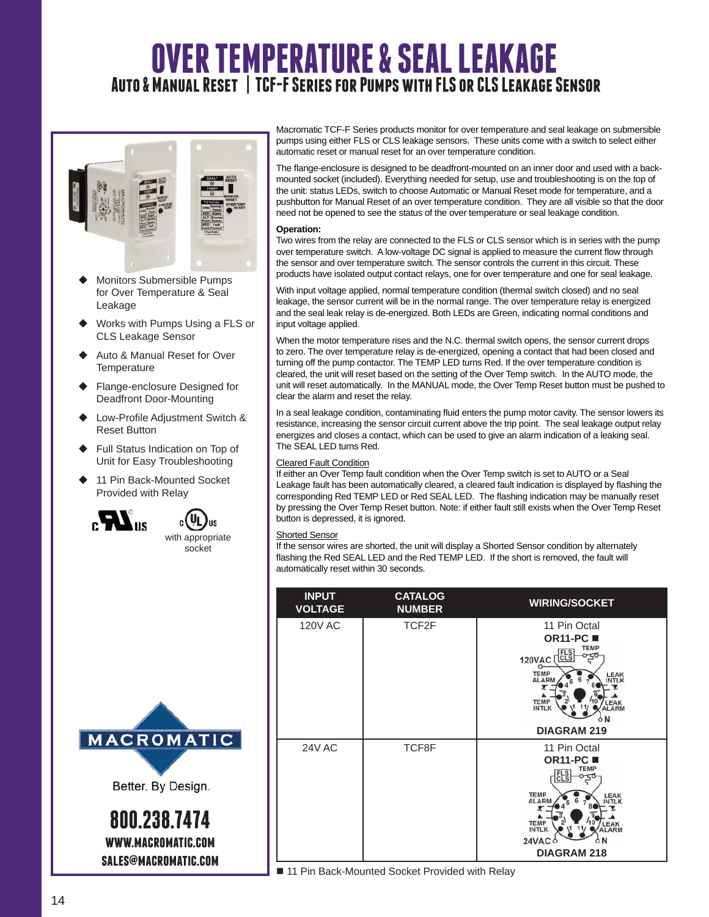# OVER TEMPERATURE & SEAL LEAKAGE

## Auto & Manual Reset | TCF-F Series for Pumps with FLS or CLS Leakage Sensor

- Monitors Submersible Pumps for Over Temperature & Seal Leakage
- Works with Pumps Using a FLS or CLS Leakage Sensor
- Auto & Manual Reset for Over Temperature
- Flange-enclosure Designed for Deadfront Door-Mounting
- Low-Profile Adjustment Switch & Reset Button
- Full Status Indication on Top of Unit for Easy Troubleshooting
- 11 Pin Back-Mounted Socket Provided with Relay

c UL us — c UL us with appropriate socket

MACROMATIC

Better. By Design.

**800.238.7474**

**WWW.MACROMATIC.COM**

**SALES@MACROMATIC.COM**

Macromatic TCF-F Series products monitor for over temperature and seal leakage on submersible pumps using either FLS or CLS leakage sensors. These units come with a switch to select either automatic reset or manual reset for an over temperature condition.

The flange-enclosure is designed to be deadfront-mounted on an inner door and used with a back-mounted socket (included). Everything needed for setup, use and troubleshooting is on the top of the unit: status LEDs, switch to choose Automatic or Manual Reset mode for temperature, and a pushbutton for Manual Reset of an over temperature condition. They are all visible so that the door need not be opened to see the status of the over temperature or seal leakage condition.

**Operation:**

Two wires from the relay are connected to the FLS or CLS sensor which is in series with the pump over temperature switch. A low-voltage DC signal is applied to measure the current flow through the sensor and over temperature switch. The sensor controls the current in this circuit. These products have isolated output contact relays, one for over temperature and one for seal leakage.

With input voltage applied, normal temperature condition (thermal switch closed) and no seal leakage, the sensor current will be in the normal range. The over temperature relay is energized and the seal leak relay is de-energized. Both LEDs are Green, indicating normal conditions and input voltage applied.

When the motor temperature rises and the N.C. thermal switch opens, the sensor current drops to zero. The over temperature relay is de-energized, opening a contact that had been closed and turning off the pump contactor. The TEMP LED turns Red. If the over temperature condition is cleared, the unit will reset based on the setting of the Over Temp switch. In the AUTO mode, the unit will reset automatically. In the MANUAL mode, the Over Temp Reset button must be pushed to clear the alarm and reset the relay.

In a seal leakage condition, contaminating fluid enters the pump motor cavity. The sensor lowers its resistance, increasing the sensor circuit current above the trip point. The seal leakage output relay energizes and closes a contact, which can be used to give an alarm indication of a leaking seal. The SEAL LED turns Red.

Cleared Fault Condition

If either an Over Temp fault condition when the Over Temp switch is set to AUTO or a Seal Leakage fault has been automatically cleared, a cleared fault indication is displayed by flashing the corresponding Red TEMP LED or Red SEAL LED. The flashing indication may be manually reset by pressing the Over Temp Reset button. Note: if either fault still exists when the Over Temp Reset button is depressed, it is ignored.

Shorted Sensor

If the sensor wires are shorted, the unit will display a Shorted Sensor condition by alternately flashing the Red SEAL LED and the Red TEMP LED. If the short is removed, the fault will automatically reset within 30 seconds.

| INPUT VOLTAGE | CATALOG NUMBER | WIRING/SOCKET |
|---|---|---|
| 120V AC | TCF2F | 11 Pin Octal **OR11-PC ■** **DIAGRAM 219** |
| 24V AC | TCF8F | 11 Pin Octal **OR11-PC ■** **DIAGRAM 218** |

■ 11 Pin Back-Mounted Socket Provided with Relay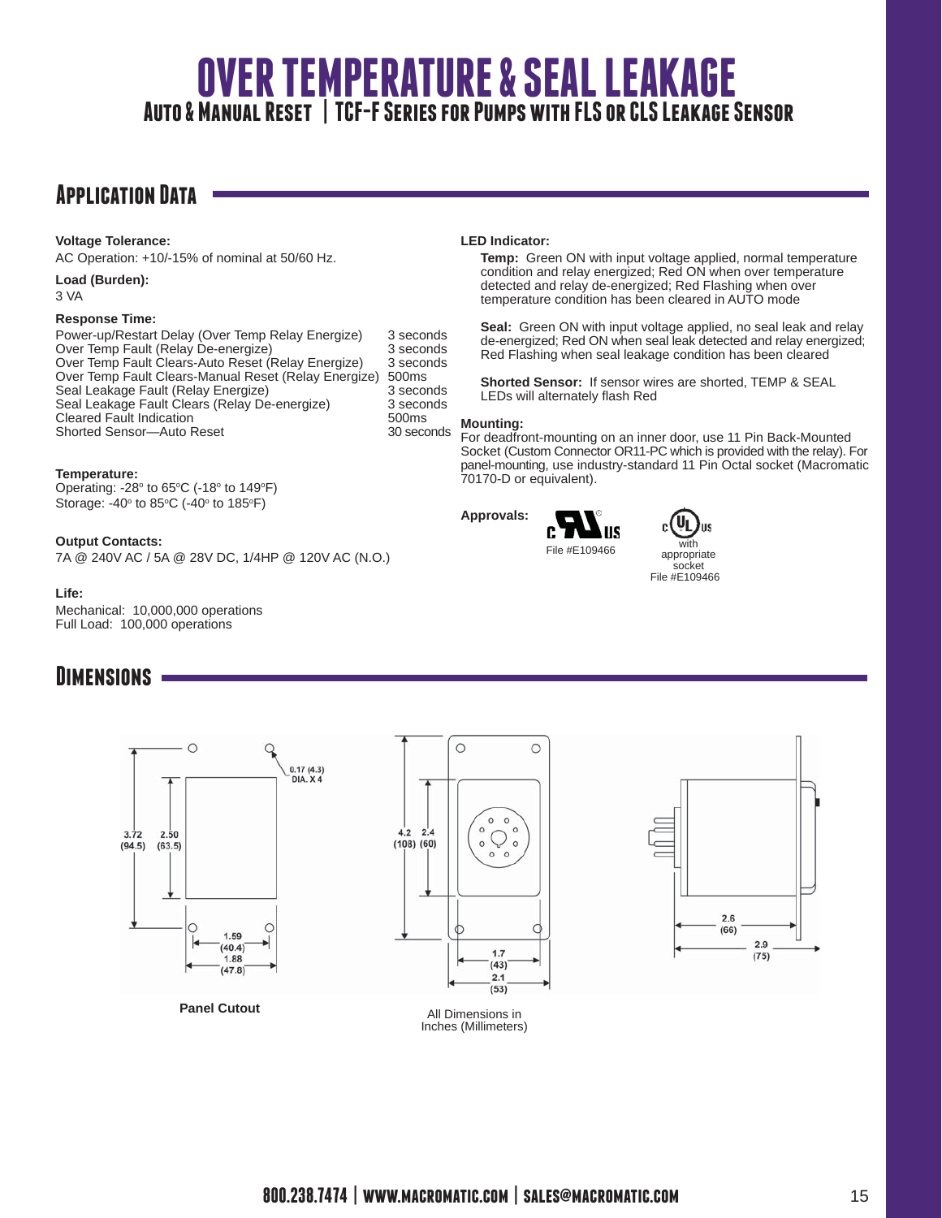# OVER TEMPERATURE & SEAL LEAKAGE

## Auto & Manual Reset | TCF-F Series for Pumps with FLS or CLS Leakage Sensor

## Application Data

**Voltage Tolerance:**
AC Operation: +10/-15% of nominal at 50/60 Hz.

**Load (Burden):**
3 VA

**Response Time:**

| | |
|---|---|
| Power-up/Restart Delay (Over Temp Relay Energize) | 3 seconds |
| Over Temp Fault (Relay De-energize) | 3 seconds |
| Over Temp Fault Clears-Auto Reset (Relay Energize) | 3 seconds |
| Over Temp Fault Clears-Manual Reset (Relay Energize) | 500ms |
| Seal Leakage Fault (Relay Energize) | 3 seconds |
| Seal Leakage Fault Clears (Relay De-energize) | 3 seconds |
| Cleared Fault Indication | 500ms |
| Shorted Sensor—Auto Reset | 30 seconds |

**Temperature:**
Operating: -28° to 65°C (-18° to 149°F)
Storage: -40° to 85°C (-40° to 185°F)

**Output Contacts:**
7A @ 240V AC / 5A @ 28V DC, 1/4HP @ 120V AC (N.O.)

**Life:**
Mechanical: 10,000,000 operations
Full Load: 100,000 operations

**LED Indicator:**

**Temp:** Green ON with input voltage applied, normal temperature condition and relay energized; Red ON when over temperature detected and relay de-energized; Red Flashing when over temperature condition has been cleared in AUTO mode

**Seal:** Green ON with input voltage applied, no seal leak and relay de-energized; Red ON when seal leak detected and relay energized; Red Flashing when seal leakage condition has been cleared

**Shorted Sensor:** If sensor wires are shorted, TEMP & SEAL LEDs will alternately flash Red

**Mounting:**
For deadfront-mounting on an inner door, use 11 Pin Back-Mounted Socket (Custom Connector OR11-PC which is provided with the relay). For panel-mounting, use industry-standard 11 Pin Octal socket (Macromatic 70170-D or equivalent).

**Approvals:**
c RU us File #E109466
c UL us with appropriate socket File #E109466

## Dimensions

0.17 (4.3) DIA. X 4
3.72 (94.5)
2.50 (63.5)
1.59 (40.4)
1.88 (47.8)

**Panel Cutout**

4.2 (108)
2.4 (60)
1.7 (43)
2.1 (53)

2.6 (66)
2.9 (75)

All Dimensions in Inches (Millimeters)

800.238.7474 | WWW.MACROMATIC.COM | SALES@MACROMATIC.COM